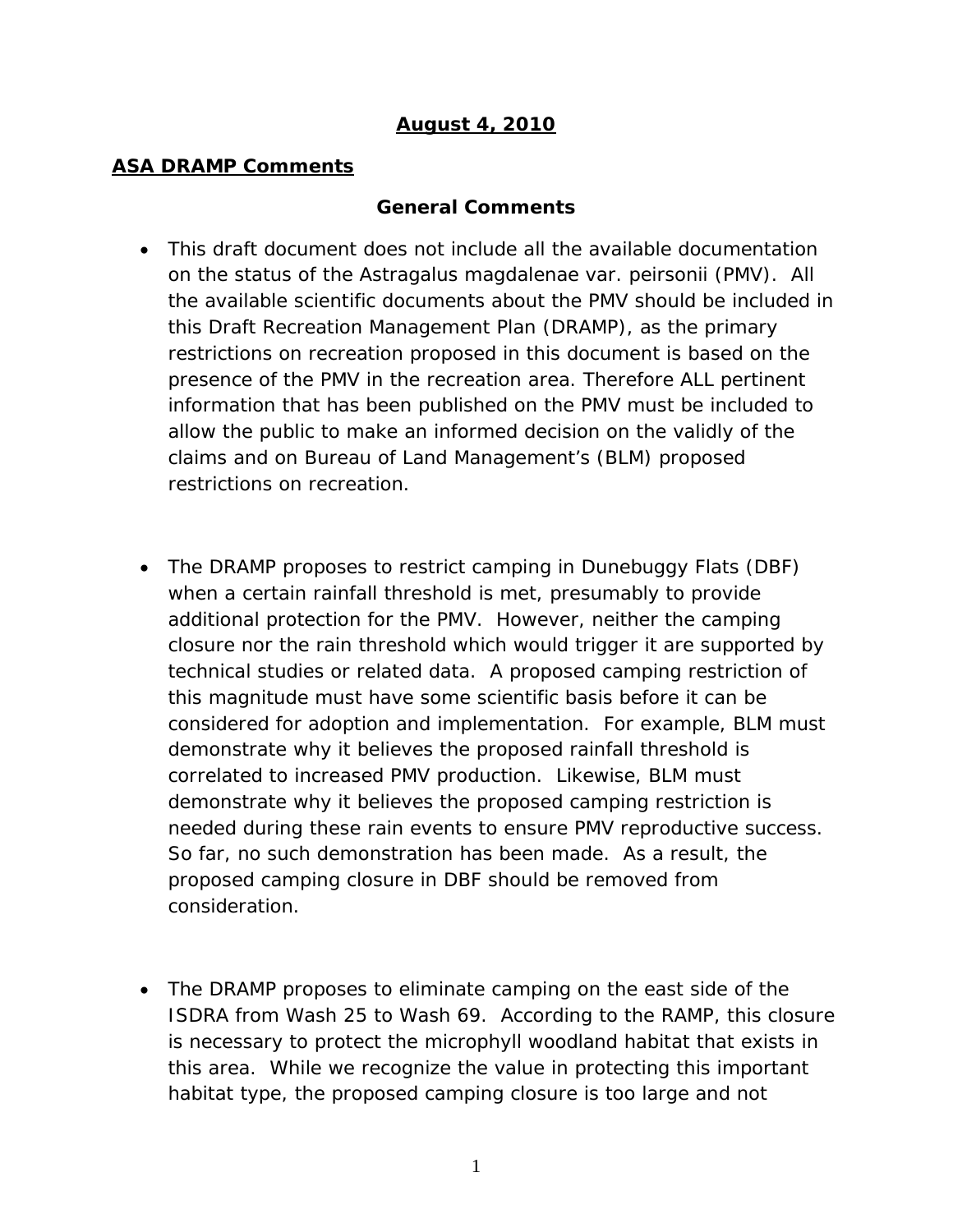**August 4, 2010**

**ASA DRAMP Comments**

**General Comments**

- This draft document does not include all the available documentation on the status of the Astragalus magdalenae var. peirsonii (PMV). All the available scientific documents about the PMV should be included in this Draft Recreation Management Plan (DRAMP), as the primary restrictions on recreation proposed in this document is based on the presence of the PMV in the recreation area. Therefore ALL pertinent information that has been published on the PMV must be included to allow the public to make an informed decision on the validly of the claims and on Bureau of Land Management's (BLM) proposed restrictions on recreation.

- The DRAMP proposes to restrict camping in Dunebuggy Flats (DBF) when a certain rainfall threshold is met, presumably to provide additional protection for the PMV. However, neither the camping closure nor the rain threshold which would trigger it are supported by technical studies or related data. A proposed camping restriction of this magnitude must have some scientific basis before it can be considered for adoption and implementation. For example, BLM must demonstrate why it believes the proposed rainfall threshold is correlated to increased PMV production. Likewise, BLM must demonstrate why it believes the proposed camping restriction is needed during these rain events to ensure PMV reproductive success. So far, no such demonstration has been made. As a result, the proposed camping closure in DBF should be removed from consideration.

- The DRAMP proposes to eliminate camping on the east side of the ISDRA from Wash 25 to Wash 69. According to the RAMP, this closure is necessary to protect the microphyll woodland habitat that exists in this area. While we recognize the value in protecting this important habitat type, the proposed camping closure is too large and not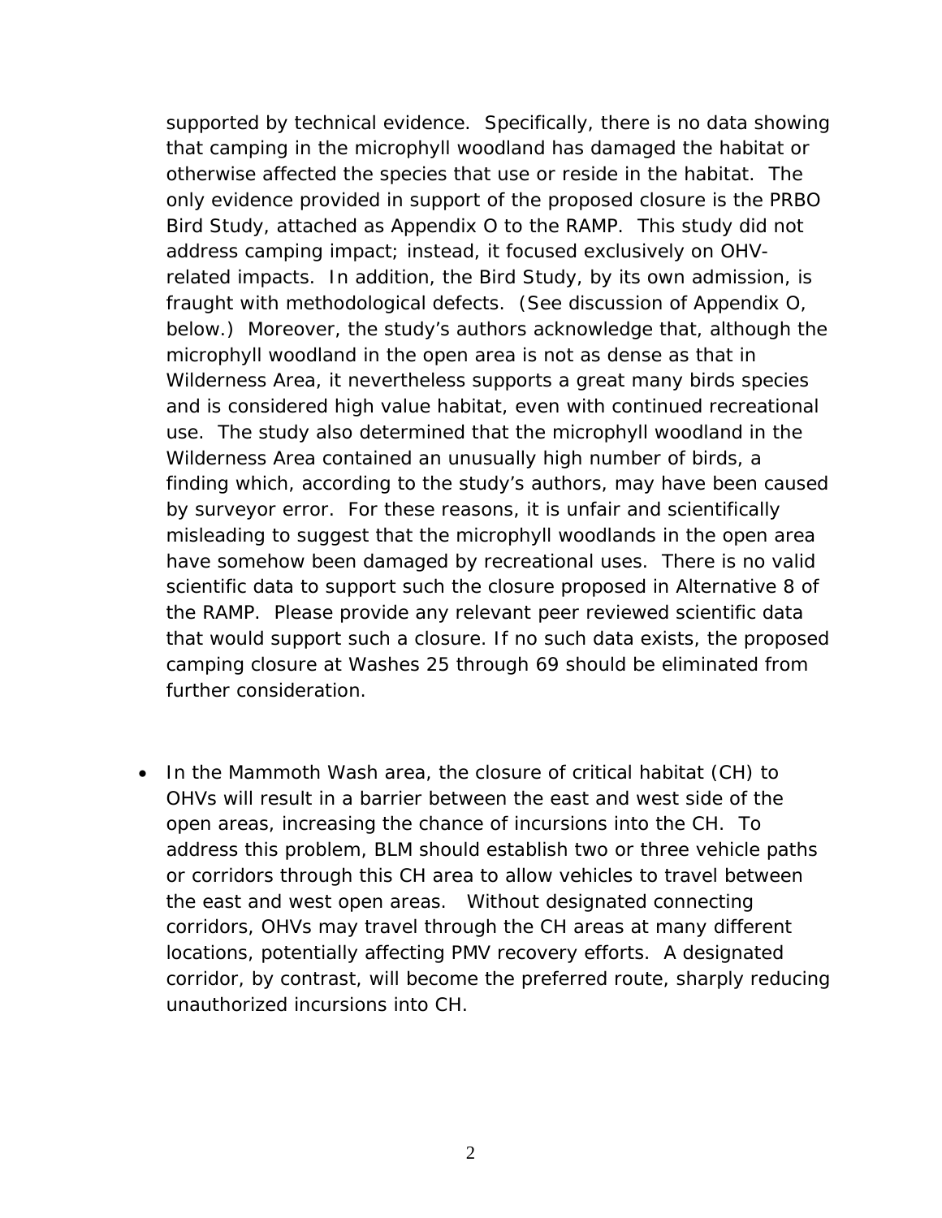supported by technical evidence. Specifically, there is no data showing that camping in the microphyll woodland has damaged the habitat or otherwise affected the species that use or reside in the habitat. The only evidence provided in support of the proposed closure is the PRBO Bird Study, attached as Appendix O to the RAMP. This study did not address camping impact; instead, it focused exclusively on OHV-related impacts. In addition, the Bird Study, by its own admission, is fraught with methodological defects. (See discussion of Appendix O, below.) Moreover, the study's authors acknowledge that, although the microphyll woodland in the open area is not as dense as that in Wilderness Area, it nevertheless supports a great many birds species and is considered high value habitat, even with continued recreational use. The study also determined that the microphyll woodland in the Wilderness Area contained an unusually high number of birds, a finding which, according to the study's authors, may have been caused by surveyor error. For these reasons, it is unfair and scientifically misleading to suggest that the microphyll woodlands in the open area have somehow been damaged by recreational uses. There is no valid scientific data to support such the closure proposed in Alternative 8 of the RAMP. Please provide any relevant peer reviewed scientific data that would support such a closure. If no such data exists, the proposed camping closure at Washes 25 through 69 should be eliminated from further consideration.

- In the Mammoth Wash area, the closure of critical habitat (CH) to OHVs will result in a barrier between the east and west side of the open areas, increasing the chance of incursions into the CH. To address this problem, BLM should establish two or three vehicle paths or corridors through this CH area to allow vehicles to travel between the east and west open areas. Without designated connecting corridors, OHVs may travel through the CH areas at many different locations, potentially affecting PMV recovery efforts. A designated corridor, by contrast, will become the preferred route, sharply reducing unauthorized incursions into CH.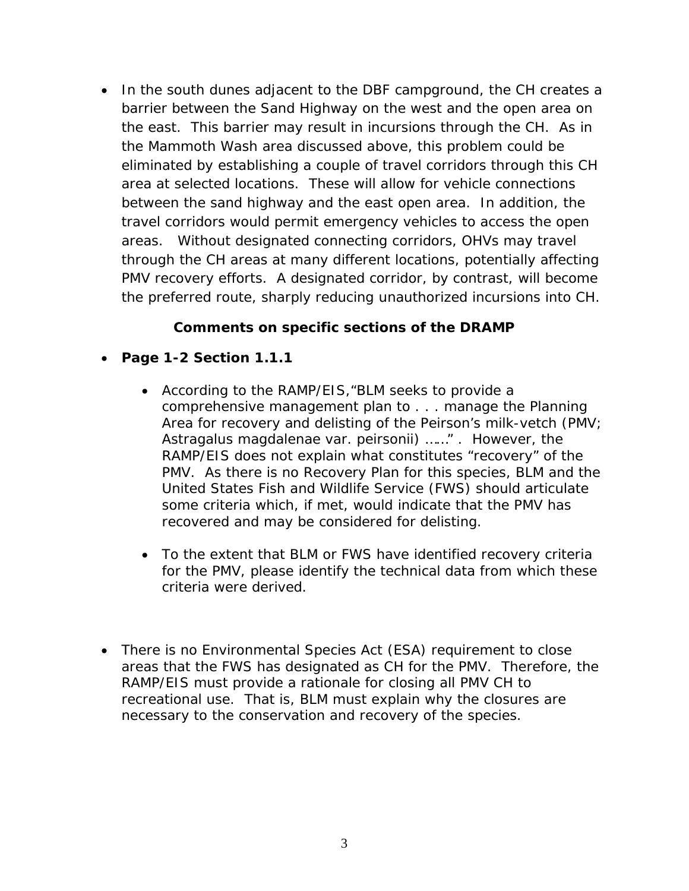- In the south dunes adjacent to the DBF campground, the CH creates a barrier between the Sand Highway on the west and the open area on the east. This barrier may result in incursions through the CH. As in the Mammoth Wash area discussed above, this problem could be eliminated by establishing a couple of travel corridors through this CH area at selected locations. These will allow for vehicle connections between the sand highway and the east open area. In addition, the travel corridors would permit emergency vehicles to access the open areas. Without designated connecting corridors, OHVs may travel through the CH areas at many different locations, potentially affecting PMV recovery efforts. A designated corridor, by contrast, will become the preferred route, sharply reducing unauthorized incursions into CH.

**Comments on specific sections of the DRAMP**

- **Page 1-2 Section 1.1.1**

    - According to the RAMP/EIS,"BLM seeks to provide a comprehensive management plan to . . . manage the Planning Area for recovery and delisting of the Peirson's milk-vetch (PMV; Astragalus magdalenae var. peirsonii) ……" . However, the RAMP/EIS does not explain what constitutes "recovery" of the PMV. As there is no Recovery Plan for this species, BLM and the United States Fish and Wildlife Service (FWS) should articulate some criteria which, if met, would indicate that the PMV has recovered and may be considered for delisting.

    - To the extent that BLM or FWS have identified recovery criteria for the PMV, please identify the technical data from which these criteria were derived.

- There is no Environmental Species Act (ESA) requirement to close areas that the FWS has designated as CH for the PMV. Therefore, the RAMP/EIS must provide a rationale for closing all PMV CH to recreational use. That is, BLM must explain why the closures are necessary to the conservation and recovery of the species.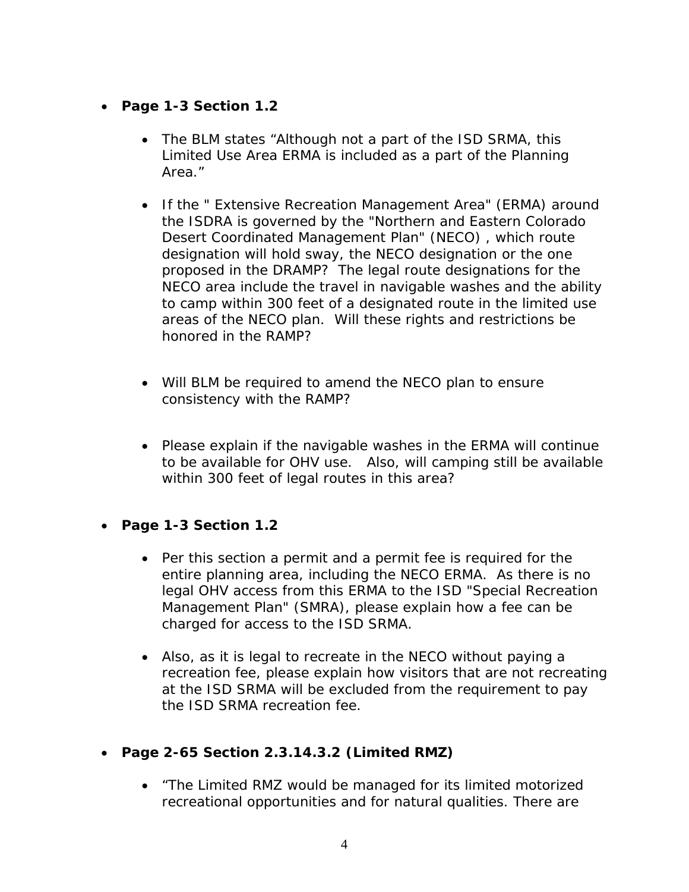- **Page 1-3 Section 1.2**

    - The BLM states "Although not a part of the ISD SRMA, this Limited Use Area ERMA is included as a part of the Planning Area."

    - If the " Extensive Recreation Management Area" (ERMA) around the ISDRA is governed by the "Northern and Eastern Colorado Desert Coordinated Management Plan" (NECO) , which route designation will hold sway, the NECO designation or the one proposed in the DRAMP? The legal route designations for the NECO area include the travel in navigable washes and the ability to camp within 300 feet of a designated route in the limited use areas of the NECO plan. Will these rights and restrictions be honored in the RAMP?

    - Will BLM be required to amend the NECO plan to ensure consistency with the RAMP?

    - Please explain if the navigable washes in the ERMA will continue to be available for OHV use. Also, will camping still be available within 300 feet of legal routes in this area?

- **Page 1-3 Section 1.2**

    - Per this section a permit and a permit fee is required for the entire planning area, including the NECO ERMA. As there is no legal OHV access from this ERMA to the ISD "Special Recreation Management Plan" (SMRA), please explain how a fee can be charged for access to the ISD SRMA.

    - Also, as it is legal to recreate in the NECO without paying a recreation fee, please explain how visitors that are not recreating at the ISD SRMA will be excluded from the requirement to pay the ISD SRMA recreation fee.

- **Page 2-65 Section 2.3.14.3.2 (Limited RMZ)**

    - "The Limited RMZ would be managed for its limited motorized recreational opportunities and for natural qualities. There are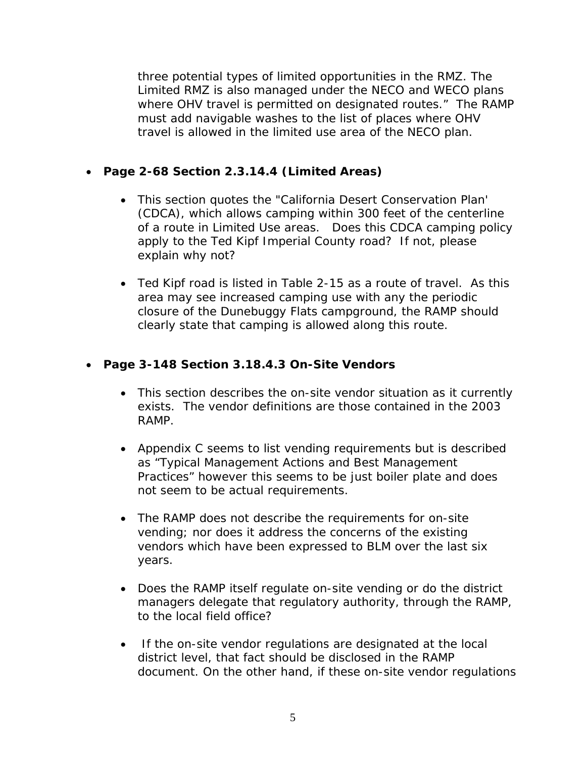three potential types of limited opportunities in the RMZ. The Limited RMZ is also managed under the NECO and WECO plans where OHV travel is permitted on designated routes." The RAMP must add navigable washes to the list of places where OHV travel is allowed in the limited use area of the NECO plan.

- **Page 2-68 Section 2.3.14.4 (Limited Areas)**

  - This section quotes the "California Desert Conservation Plan' (CDCA), which allows camping within 300 feet of the centerline of a route in Limited Use areas. Does this CDCA camping policy apply to the Ted Kipf Imperial County road? If not, please explain why not?

  - Ted Kipf road is listed in Table 2-15 as a route of travel. As this area may see increased camping use with any the periodic closure of the Dunebuggy Flats campground, the RAMP should clearly state that camping is allowed along this route.

- **Page 3-148 Section 3.18.4.3 On-Site Vendors**

  - This section describes the on-site vendor situation as it currently exists. The vendor definitions are those contained in the 2003 RAMP.

  - Appendix C seems to list vending requirements but is described as "Typical Management Actions and Best Management Practices" however this seems to be just boiler plate and does not seem to be actual requirements.

  - The RAMP does not describe the requirements for on-site vending; nor does it address the concerns of the existing vendors which have been expressed to BLM over the last six years.

  - Does the RAMP itself regulate on-site vending or do the district managers delegate that regulatory authority, through the RAMP, to the local field office?

  - If the on-site vendor regulations are designated at the local district level, that fact should be disclosed in the RAMP document. On the other hand, if these on-site vendor regulations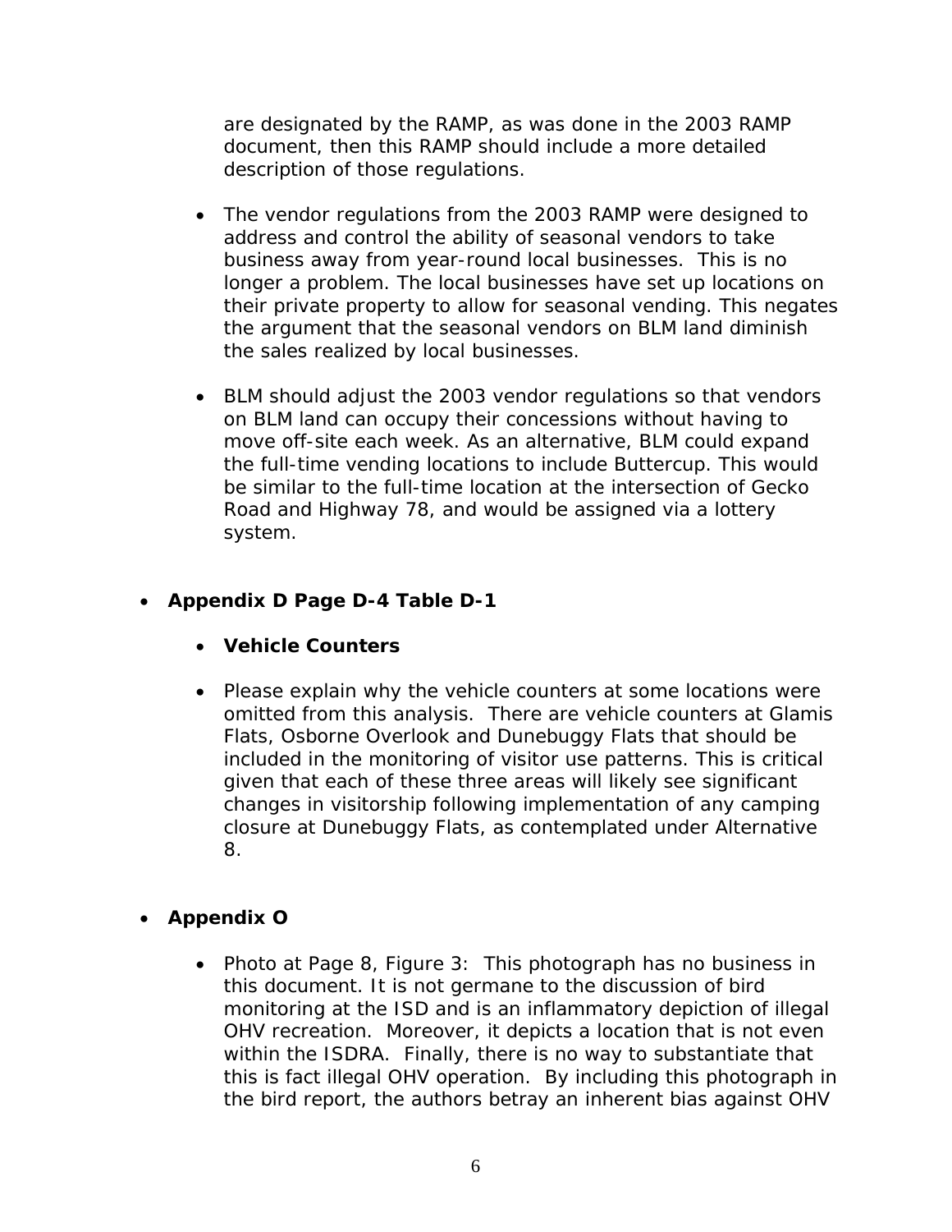are designated by the RAMP, as was done in the 2003 RAMP document, then this RAMP should include a more detailed description of those regulations.

- The vendor regulations from the 2003 RAMP were designed to address and control the ability of seasonal vendors to take business away from year-round local businesses. This is no longer a problem. The local businesses have set up locations on their private property to allow for seasonal vending. This negates the argument that the seasonal vendors on BLM land diminish the sales realized by local businesses.

- BLM should adjust the 2003 vendor regulations so that vendors on BLM land can occupy their concessions without having to move off-site each week. As an alternative, BLM could expand the full-time vending locations to include Buttercup. This would be similar to the full-time location at the intersection of Gecko Road and Highway 78, and would be assigned via a lottery system.

- **Appendix D Page D-4 Table D-1**

    - **Vehicle Counters**

    - Please explain why the vehicle counters at some locations were omitted from this analysis. There are vehicle counters at Glamis Flats, Osborne Overlook and Dunebuggy Flats that should be included in the monitoring of visitor use patterns. This is critical given that each of these three areas will likely see significant changes in visitorship following implementation of any camping closure at Dunebuggy Flats, as contemplated under Alternative 8.

- **Appendix O**

    - Photo at Page 8, Figure 3: This photograph has no business in this document. It is not germane to the discussion of bird monitoring at the ISD and is an inflammatory depiction of illegal OHV recreation. Moreover, it depicts a location that is not even within the ISDRA. Finally, there is no way to substantiate that this is fact illegal OHV operation. By including this photograph in the bird report, the authors betray an inherent bias against OHV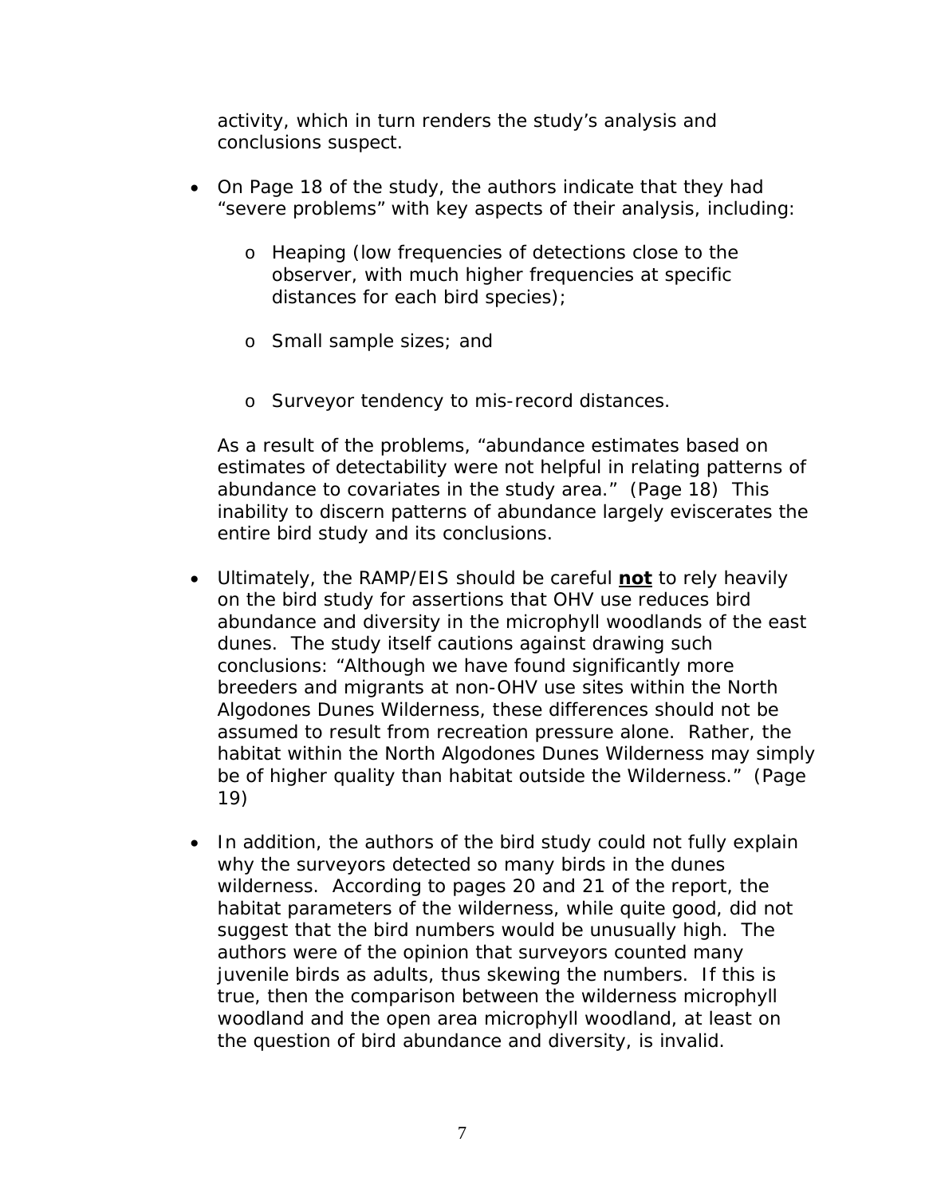activity, which in turn renders the study's analysis and conclusions suspect.

- On Page 18 of the study, the authors indicate that they had "severe problems" with key aspects of their analysis, including:

  - Heaping (low frequencies of detections close to the observer, with much higher frequencies at specific distances for each bird species);

  - Small sample sizes; and

  - Surveyor tendency to mis-record distances.

  As a result of the problems, "abundance estimates based on estimates of detectability were not helpful in relating patterns of abundance to covariates in the study area." (Page 18) This inability to discern patterns of abundance largely eviscerates the entire bird study and its conclusions.

- Ultimately, the RAMP/EIS should be careful **<u>not</u>** to rely heavily on the bird study for assertions that OHV use reduces bird abundance and diversity in the microphyll woodlands of the east dunes. The study itself cautions against drawing such conclusions: "Although we have found significantly more breeders and migrants at non-OHV use sites within the North Algodones Dunes Wilderness, these differences should not be assumed to result from recreation pressure alone. Rather, the habitat within the North Algodones Dunes Wilderness may simply be of higher quality than habitat outside the Wilderness." (Page 19)

- In addition, the authors of the bird study could not fully explain why the surveyors detected so many birds in the dunes wilderness. According to pages 20 and 21 of the report, the habitat parameters of the wilderness, while quite good, did not suggest that the bird numbers would be unusually high. The authors were of the opinion that surveyors counted many juvenile birds as adults, thus skewing the numbers. If this is true, then the comparison between the wilderness microphyll woodland and the open area microphyll woodland, at least on the question of bird abundance and diversity, is invalid.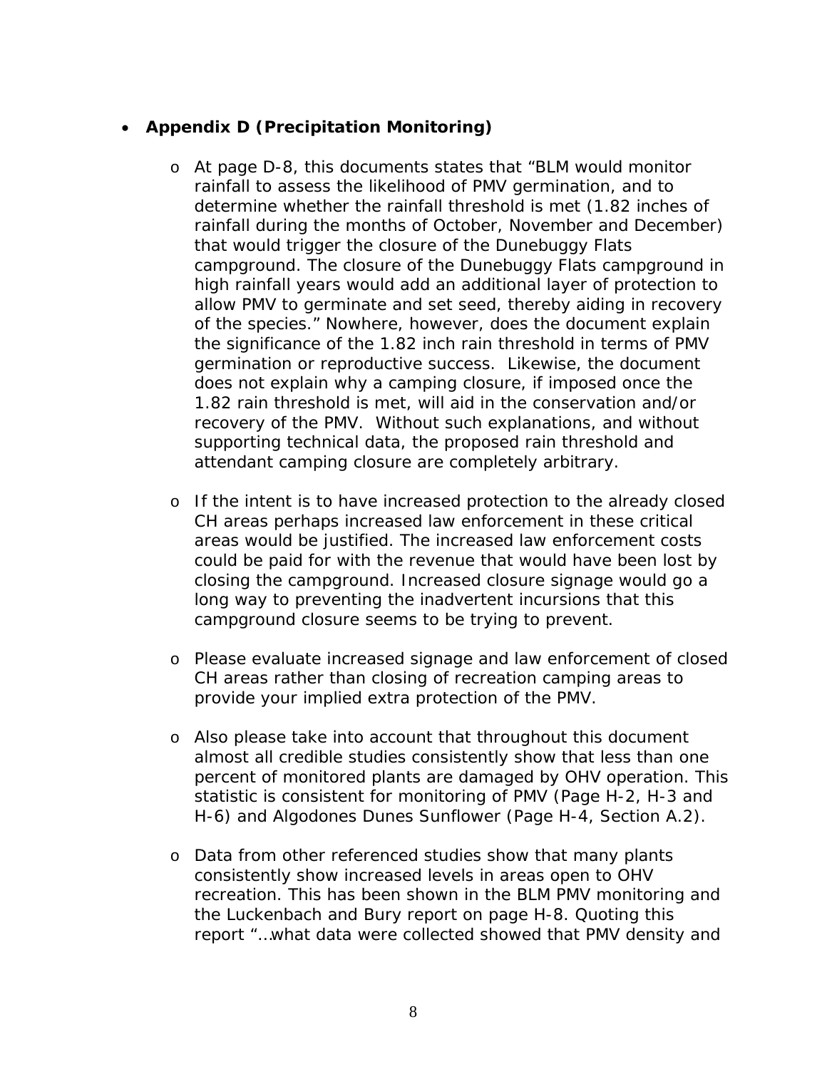- **Appendix D (Precipitation Monitoring)**

  - At page D-8, this documents states that "BLM would monitor rainfall to assess the likelihood of PMV germination, and to determine whether the rainfall threshold is met (1.82 inches of rainfall during the months of October, November and December) that would trigger the closure of the Dunebuggy Flats campground. The closure of the Dunebuggy Flats campground in high rainfall years would add an additional layer of protection to allow PMV to germinate and set seed, thereby aiding in recovery of the species." Nowhere, however, does the document explain the significance of the 1.82 inch rain threshold in terms of PMV germination or reproductive success. Likewise, the document does not explain why a camping closure, if imposed once the 1.82 rain threshold is met, will aid in the conservation and/or recovery of the PMV. Without such explanations, and without supporting technical data, the proposed rain threshold and attendant camping closure are completely arbitrary.

  - If the intent is to have increased protection to the already closed CH areas perhaps increased law enforcement in these critical areas would be justified. The increased law enforcement costs could be paid for with the revenue that would have been lost by closing the campground. Increased closure signage would go a long way to preventing the inadvertent incursions that this campground closure seems to be trying to prevent.

  - Please evaluate increased signage and law enforcement of closed CH areas rather than closing of recreation camping areas to provide your implied extra protection of the PMV.

  - Also please take into account that throughout this document almost all credible studies consistently show that less than one percent of monitored plants are damaged by OHV operation. This statistic is consistent for monitoring of PMV (Page H-2, H-3 and H-6) and Algodones Dunes Sunflower (Page H-4, Section A.2).

  - Data from other referenced studies show that many plants consistently show increased levels in areas open to OHV recreation. This has been shown in the BLM PMV monitoring and the Luckenbach and Bury report on page H-8. Quoting this report "…what data were collected showed that PMV density and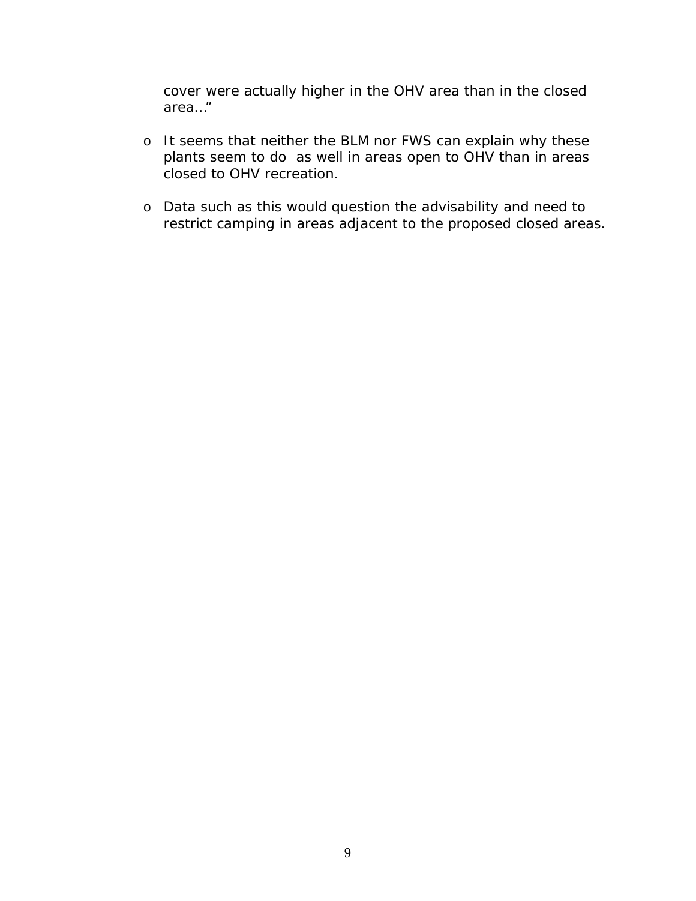cover were actually higher in the OHV area than in the closed area…"

- It seems that neither the BLM nor FWS can explain why these plants seem to do as well in areas open to OHV than in areas closed to OHV recreation.

- Data such as this would question the advisability and need to restrict camping in areas adjacent to the proposed closed areas.